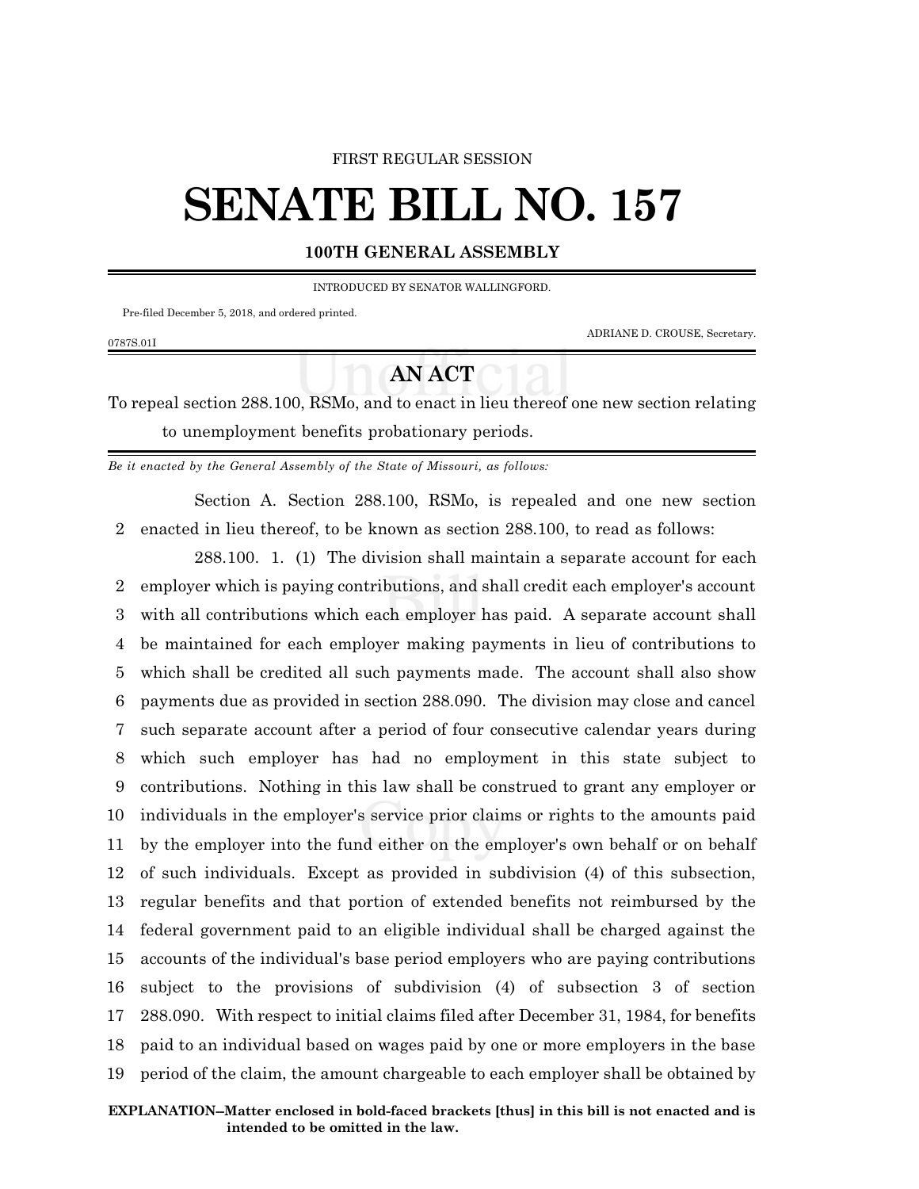FIRST REGULAR SESSION

# SENATE BILL NO. 157

## 100TH GENERAL ASSEMBLY

INTRODUCED BY SENATOR WALLINGFORD.

Pre-filed December 5, 2018, and ordered printed.

ADRIANE D. CROUSE, Secretary.

0787S.01I

## AN ACT

To repeal section 288.100, RSMo, and to enact in lieu thereof one new section relating to unemployment benefits probationary periods.

*Be it enacted by the General Assembly of the State of Missouri, as follows:*

Section A. Section 288.100, RSMo, is repealed and one new section
2 enacted in lieu thereof, to be known as section 288.100, to read as follows:

288.100. 1. (1) The division shall maintain a separate account for each
2 employer which is paying contributions, and shall credit each employer's account
3 with all contributions which each employer has paid. A separate account shall
4 be maintained for each employer making payments in lieu of contributions to
5 which shall be credited all such payments made. The account shall also show
6 payments due as provided in section 288.090. The division may close and cancel
7 such separate account after a period of four consecutive calendar years during
8 which such employer has had no employment in this state subject to
9 contributions. Nothing in this law shall be construed to grant any employer or
10 individuals in the employer's service prior claims or rights to the amounts paid
11 by the employer into the fund either on the employer's own behalf or on behalf
12 of such individuals. Except as provided in subdivision (4) of this subsection,
13 regular benefits and that portion of extended benefits not reimbursed by the
14 federal government paid to an eligible individual shall be charged against the
15 accounts of the individual's base period employers who are paying contributions
16 subject to the provisions of subdivision (4) of subsection 3 of section
17 288.090. With respect to initial claims filed after December 31, 1984, for benefits
18 paid to an individual based on wages paid by one or more employers in the base
19 period of the claim, the amount chargeable to each employer shall be obtained by

**EXPLANATION–Matter enclosed in bold-faced brackets [thus] in this bill is not enacted and is intended to be omitted in the law.**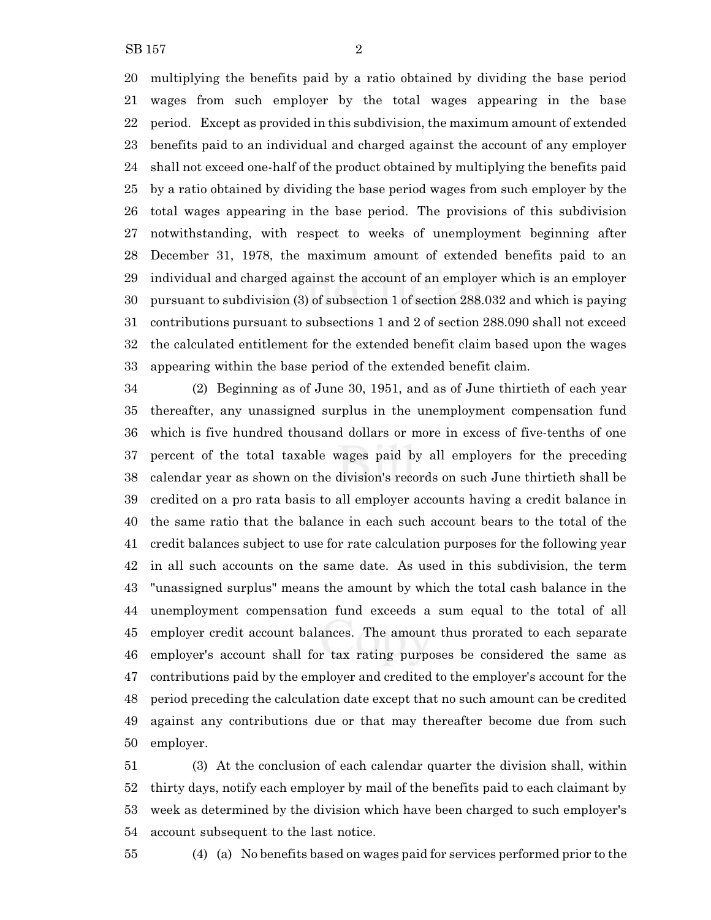multiplying the benefits paid by a ratio obtained by dividing the base period wages from such employer by the total wages appearing in the base period. Except as provided in this subdivision, the maximum amount of extended benefits paid to an individual and charged against the account of any employer shall not exceed one-half of the product obtained by multiplying the benefits paid by a ratio obtained by dividing the base period wages from such employer by the total wages appearing in the base period. The provisions of this subdivision notwithstanding, with respect to weeks of unemployment beginning after December 31, 1978, the maximum amount of extended benefits paid to an individual and charged against the account of an employer which is an employer pursuant to subdivision (3) of subsection 1 of section 288.032 and which is paying contributions pursuant to subsections 1 and 2 of section 288.090 shall not exceed the calculated entitlement for the extended benefit claim based upon the wages appearing within the base period of the extended benefit claim.

(2) Beginning as of June 30, 1951, and as of June thirtieth of each year thereafter, any unassigned surplus in the unemployment compensation fund which is five hundred thousand dollars or more in excess of five-tenths of one percent of the total taxable wages paid by all employers for the preceding calendar year as shown on the division's records on such June thirtieth shall be credited on a pro rata basis to all employer accounts having a credit balance in the same ratio that the balance in each such account bears to the total of the credit balances subject to use for rate calculation purposes for the following year in all such accounts on the same date. As used in this subdivision, the term "unassigned surplus" means the amount by which the total cash balance in the unemployment compensation fund exceeds a sum equal to the total of all employer credit account balances. The amount thus prorated to each separate employer's account shall for tax rating purposes be considered the same as contributions paid by the employer and credited to the employer's account for the period preceding the calculation date except that no such amount can be credited against any contributions due or that may thereafter become due from such employer.

(3) At the conclusion of each calendar quarter the division shall, within thirty days, notify each employer by mail of the benefits paid to each claimant by week as determined by the division which have been charged to such employer's account subsequent to the last notice.

(4) (a) No benefits based on wages paid for services performed prior to the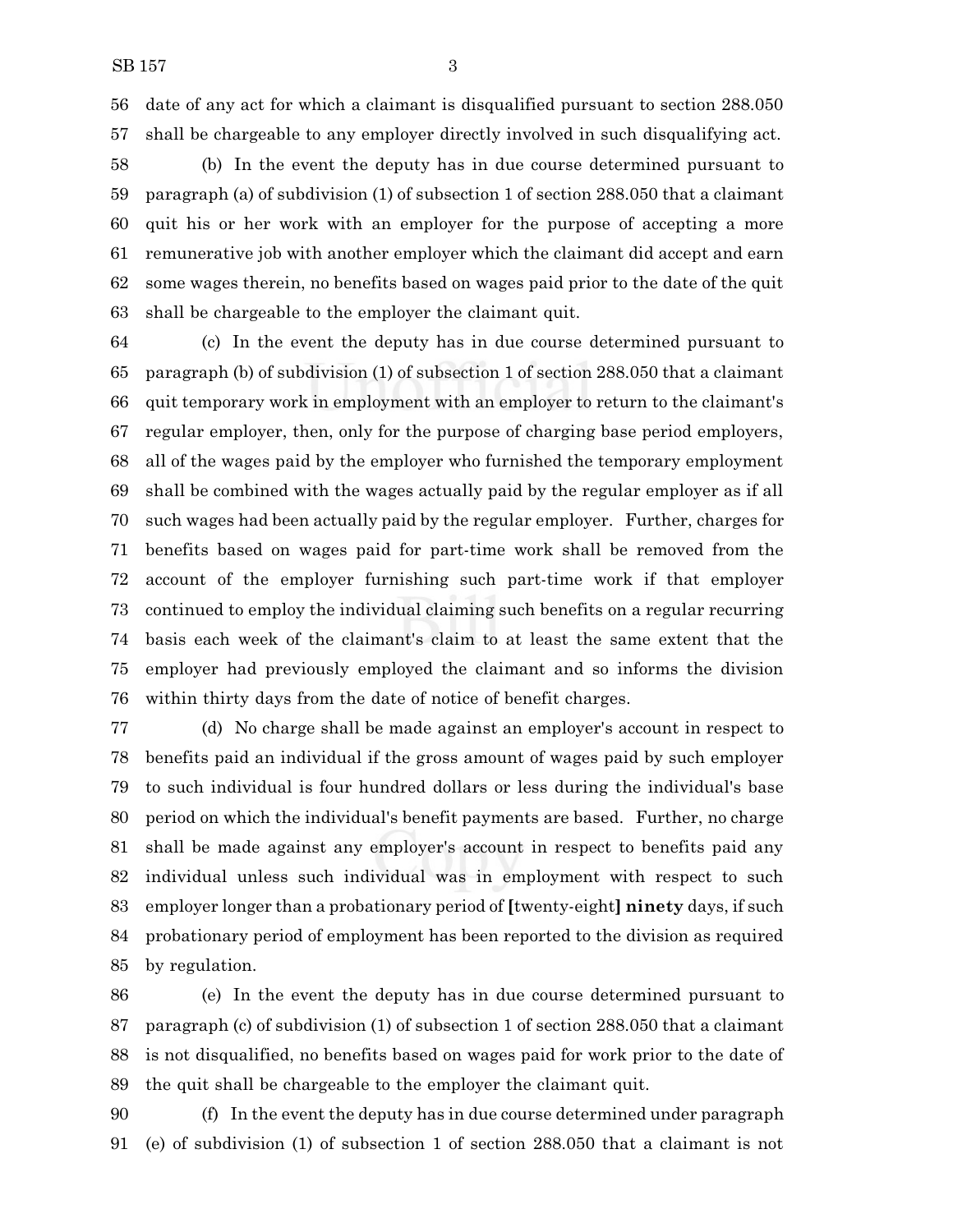date of any act for which a claimant is disqualified pursuant to section 288.050 shall be chargeable to any employer directly involved in such disqualifying act.

(b) In the event the deputy has in due course determined pursuant to paragraph (a) of subdivision (1) of subsection 1 of section 288.050 that a claimant quit his or her work with an employer for the purpose of accepting a more remunerative job with another employer which the claimant did accept and earn some wages therein, no benefits based on wages paid prior to the date of the quit shall be chargeable to the employer the claimant quit.

(c) In the event the deputy has in due course determined pursuant to paragraph (b) of subdivision (1) of subsection 1 of section 288.050 that a claimant quit temporary work in employment with an employer to return to the claimant's regular employer, then, only for the purpose of charging base period employers, all of the wages paid by the employer who furnished the temporary employment shall be combined with the wages actually paid by the regular employer as if all such wages had been actually paid by the regular employer. Further, charges for benefits based on wages paid for part-time work shall be removed from the account of the employer furnishing such part-time work if that employer continued to employ the individual claiming such benefits on a regular recurring basis each week of the claimant's claim to at least the same extent that the employer had previously employed the claimant and so informs the division within thirty days from the date of notice of benefit charges.

(d) No charge shall be made against an employer's account in respect to benefits paid an individual if the gross amount of wages paid by such employer to such individual is four hundred dollars or less during the individual's base period on which the individual's benefit payments are based. Further, no charge shall be made against any employer's account in respect to benefits paid any individual unless such individual was in employment with respect to such employer longer than a probationary period of **[**twenty-eight**]** **ninety** days, if such probationary period of employment has been reported to the division as required by regulation.

(e) In the event the deputy has in due course determined pursuant to paragraph (c) of subdivision (1) of subsection 1 of section 288.050 that a claimant is not disqualified, no benefits based on wages paid for work prior to the date of the quit shall be chargeable to the employer the claimant quit.

(f) In the event the deputy has in due course determined under paragraph (e) of subdivision (1) of subsection 1 of section 288.050 that a claimant is not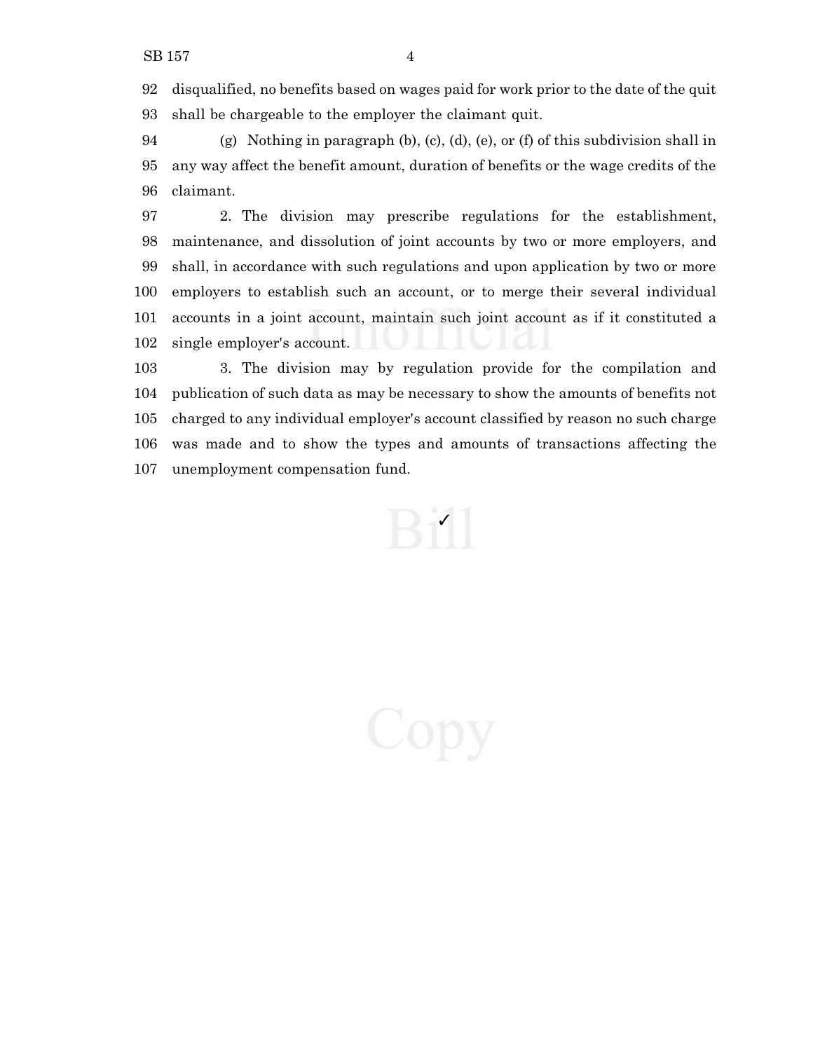disqualified, no benefits based on wages paid for work prior to the date of the quit shall be chargeable to the employer the claimant quit.

(g) Nothing in paragraph (b), (c), (d), (e), or (f) of this subdivision shall in any way affect the benefit amount, duration of benefits or the wage credits of the claimant.

2. The division may prescribe regulations for the establishment, maintenance, and dissolution of joint accounts by two or more employers, and shall, in accordance with such regulations and upon application by two or more employers to establish such an account, or to merge their several individual accounts in a joint account, maintain such joint account as if it constituted a single employer's account.

3. The division may by regulation provide for the compilation and publication of such data as may be necessary to show the amounts of benefits not charged to any individual employer's account classified by reason no such charge was made and to show the types and amounts of transactions affecting the unemployment compensation fund.

✓